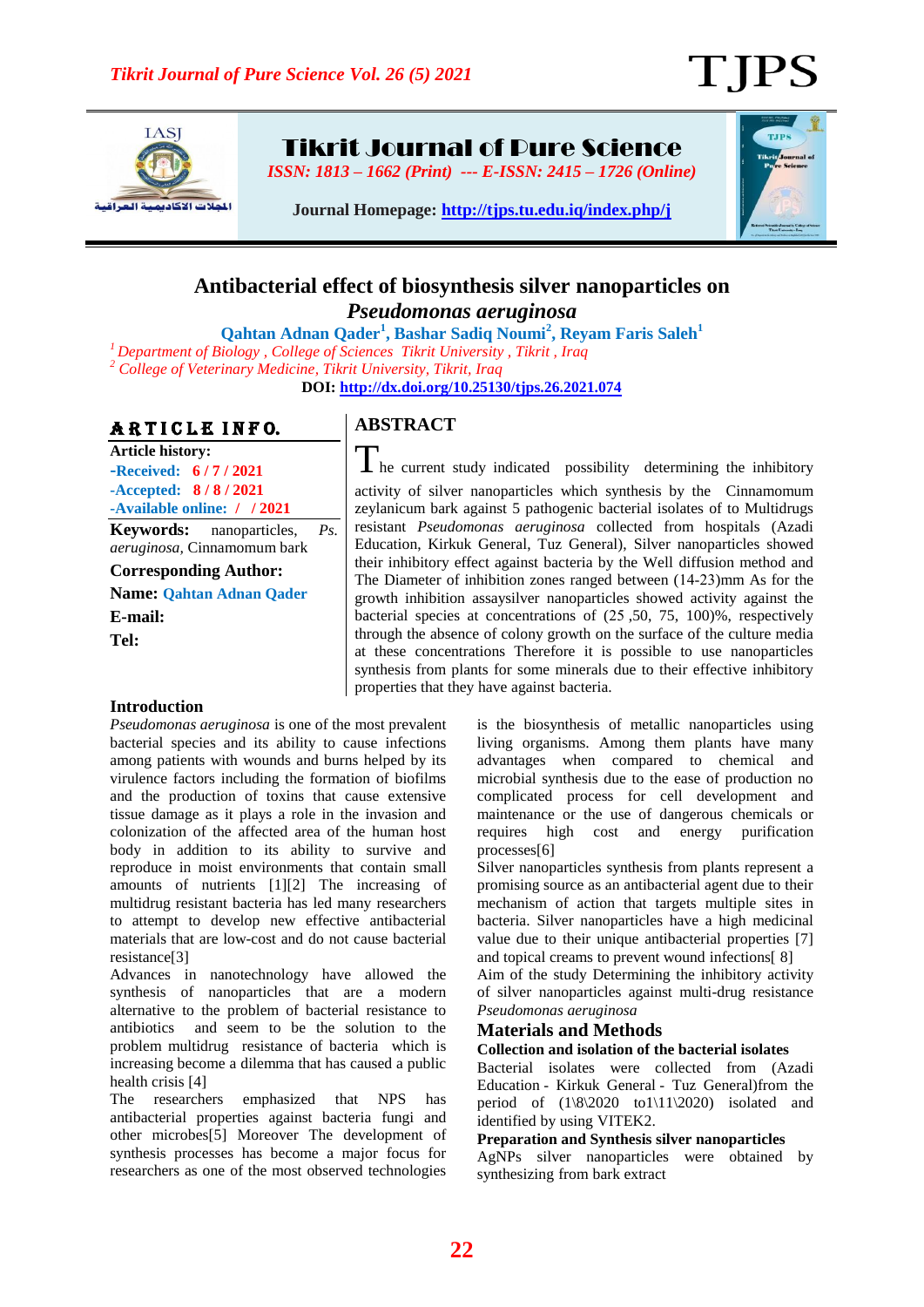Tikrit Journal of Pure Science
ISSN: 1813 – 1662 (Print) --- E-ISSN: 2415 – 1726 (Online)

Journal Homepage: http://tjps.tu.edu.iq/index.php/j

# Antibacterial effect of biosynthesis silver nanoparticles on *Pseudomonas aeruginosa*

**Qahtan Adnan Qader[1], Bashar Sadiq Noumi[2], Reyam Faris Saleh[1]**

[1] *Department of Biology , College of Sciences Tikrit University , Tikrit , Iraq*
[2] *College of Veterinary Medicine, Tikrit University, Tikrit, Iraq*

**DOI: http://dx.doi.org/10.25130/tjps.26.2021.074**

## ARTICLE INFO.

**Article history:**
-Received: 6 / 7 / 2021
-Accepted: 8 / 8 / 2021
-Available online: / / 2021

**Keywords:** nanoparticles, *Ps. aeruginosa*, Cinnamomum bark

**Corresponding Author:**
**Name:** Qahtan Adnan Qader
**E-mail:**
**Tel:**

## ABSTRACT

The current study indicated possibility determining the inhibitory activity of silver nanoparticles which synthesis by the Cinnamomum zeylanicum bark against 5 pathogenic bacterial isolates of to Multidrugs resistant *Pseudomonas aeruginosa* collected from hospitals (Azadi Education, Kirkuk General, Tuz General), Silver nanoparticles showed their inhibitory effect against bacteria by the Well diffusion method and The Diameter of inhibition zones ranged between (14-23)mm As for the growth inhibition assaysilver nanoparticles showed activity against the bacterial species at concentrations of (25 ,50, 75, 100)%, respectively through the absence of colony growth on the surface of the culture media at these concentrations Therefore it is possible to use nanoparticles synthesis from plants for some minerals due to their effective inhibitory properties that they have against bacteria.

## Introduction

*Pseudomonas aeruginosa* is one of the most prevalent bacterial species and its ability to cause infections among patients with wounds and burns helped by its virulence factors including the formation of biofilms and the production of toxins that cause extensive tissue damage as it plays a role in the invasion and colonization of the affected area of the human host body in addition to its ability to survive and reproduce in moist environments that contain small amounts of nutrients [1][2] The increasing of multidrug resistant bacteria has led many researchers to attempt to develop new effective antibacterial materials that are low-cost and do not cause bacterial resistance[3]

Advances in nanotechnology have allowed the synthesis of nanoparticles that are a modern alternative to the problem of bacterial resistance to antibiotics and seem to be the solution to the problem multidrug resistance of bacteria which is increasing become a dilemma that has caused a public health crisis [4]

The researchers emphasized that NPS has antibacterial properties against bacteria fungi and other microbes[5] Moreover The development of synthesis processes has become a major focus for researchers as one of the most observed technologies is the biosynthesis of metallic nanoparticles using living organisms. Among them plants have many advantages when compared to chemical and microbial synthesis due to the ease of production no complicated process for cell development and maintenance or the use of dangerous chemicals or requires high cost and energy purification processes[6]

Silver nanoparticles synthesis from plants represent a promising source as an antibacterial agent due to their mechanism of action that targets multiple sites in bacteria. Silver nanoparticles have a high medicinal value due to their unique antibacterial properties [7] and topical creams to prevent wound infections[ 8]

Aim of the study Determining the inhibitory activity of silver nanoparticles against multi-drug resistance *Pseudomonas aeruginosa*

## Materials and Methods

### Collection and isolation of the bacterial isolates

Bacterial isolates were collected from (Azadi Education - Kirkuk General - Tuz General)from the period of (1\8\2020 to1\11\2020) isolated and identified by using VITEK2.

### Preparation and Synthesis silver nanoparticles

AgNPs silver nanoparticles were obtained by synthesizing from bark extract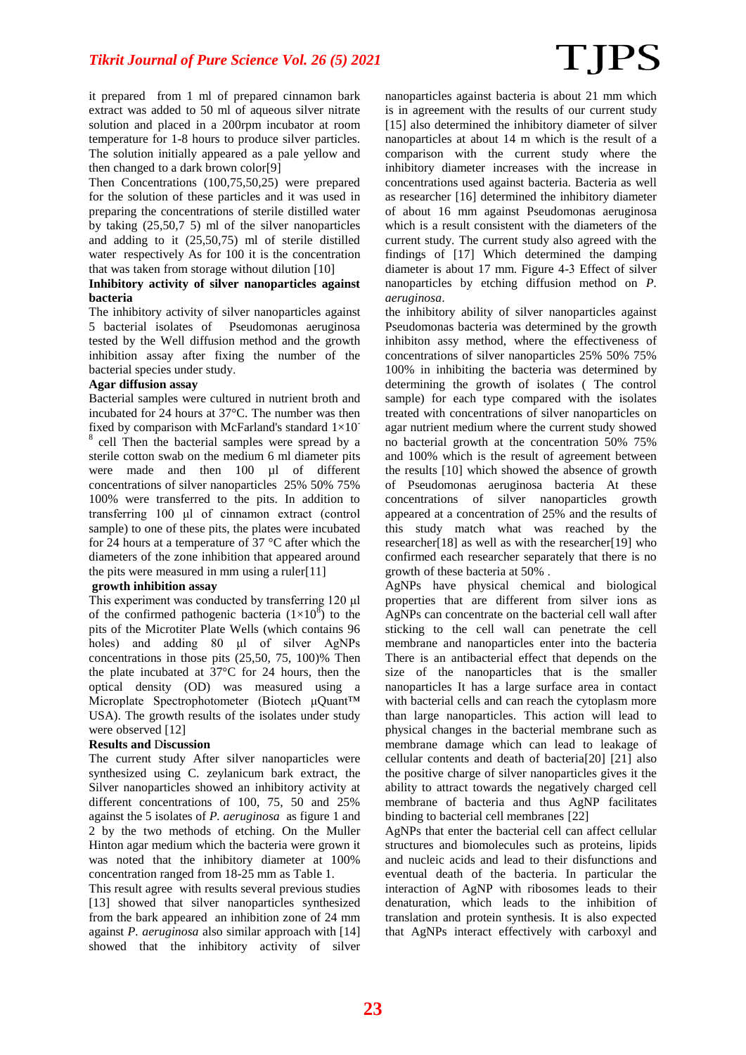it prepared from 1 ml of prepared cinnamon bark extract was added to 50 ml of aqueous silver nitrate solution and placed in a 200rpm incubator at room temperature for 1-8 hours to produce silver particles. The solution initially appeared as a pale yellow and then changed to a dark brown color[9]

Then Concentrations (100,75,50,25) were prepared for the solution of these particles and it was used in preparing the concentrations of sterile distilled water by taking (25,50,7 5) ml of the silver nanoparticles and adding to it (25,50,75) ml of sterile distilled water respectively As for 100 it is the concentration that was taken from storage without dilution [10]

**Inhibitory activity of silver nanoparticles against bacteria**

The inhibitory activity of silver nanoparticles against 5 bacterial isolates of Pseudomonas aeruginosa tested by the Well diffusion method and the growth inhibition assay after fixing the number of the bacterial species under study.

**Agar diffusion assay**

Bacterial samples were cultured in nutrient broth and incubated for 24 hours at 37°C. The number was then fixed by comparison with McFarland's standard $1\times10^{-8}$ cell Then the bacterial samples were spread by a sterile cotton swab on the medium 6 ml diameter pits were made and then 100 µl of different concentrations of silver nanoparticles 25% 50% 75% 100% were transferred to the pits. In addition to transferring 100 µl of cinnamon extract (control sample) to one of these pits, the plates were incubated for 24 hours at a temperature of 37 °C after which the diameters of the zone inhibition that appeared around the pits were measured in mm using a ruler[11]

**growth inhibition assay**

This experiment was conducted by transferring 120 µl of the confirmed pathogenic bacteria ($1\times10^{8}$) to the pits of the Microtiter Plate Wells (which contains 96 holes) and adding 80 µl of silver AgNPs concentrations in those pits (25,50, 75, 100)% Then the plate incubated at 37°C for 24 hours, then the optical density (OD) was measured using a Microplate Spectrophotometer (Biotech µQuant™ USA). The growth results of the isolates under study were observed [12]

**Results and Discussion**

The current study After silver nanoparticles were synthesized using C. zeylanicum bark extract, the Silver nanoparticles showed an inhibitory activity at different concentrations of 100, 75, 50 and 25% against the 5 isolates of *P. aeruginosa* as figure 1 and 2 by the two methods of etching. On the Muller Hinton agar medium which the bacteria were grown it was noted that the inhibitory diameter at 100% concentration ranged from 18-25 mm as Table 1.

This result agree with results several previous studies [13] showed that silver nanoparticles synthesized from the bark appeared an inhibition zone of 24 mm against *P. aeruginosa* also similar approach with [14] showed that the inhibitory activity of silver nanoparticles against bacteria is about 21 mm which is in agreement with the results of our current study [15] also determined the inhibitory diameter of silver nanoparticles at about 14 m which is the result of a comparison with the current study where the inhibitory diameter increases with the increase in concentrations used against bacteria. Bacteria as well as researcher [16] determined the inhibitory diameter of about 16 mm against Pseudomonas aeruginosa which is a result consistent with the diameters of the current study. The current study also agreed with the findings of [17] Which determined the damping diameter is about 17 mm. Figure 4-3 Effect of silver nanoparticles by etching diffusion method on *P. aeruginosa*.

the inhibitory ability of silver nanoparticles against Pseudomonas bacteria was determined by the growth inhibiton assy method, where the effectiveness of concentrations of silver nanoparticles 25% 50% 75% 100% in inhibiting the bacteria was determined by determining the growth of isolates ( The control sample) for each type compared with the isolates treated with concentrations of silver nanoparticles on agar nutrient medium where the current study showed no bacterial growth at the concentration 50% 75% and 100% which is the result of agreement between the results [10] which showed the absence of growth of Pseudomonas aeruginosa bacteria At these concentrations of silver nanoparticles growth appeared at a concentration of 25% and the results of this study match what was reached by the researcher[18] as well as with the researcher[19] who confirmed each researcher separately that there is no growth of these bacteria at 50% .

AgNPs have physical chemical and biological properties that are different from silver ions as AgNPs can concentrate on the bacterial cell wall after sticking to the cell wall can penetrate the cell membrane and nanoparticles enter into the bacteria There is an antibacterial effect that depends on the size of the nanoparticles that is the smaller nanoparticles It has a large surface area in contact with bacterial cells and can reach the cytoplasm more than large nanoparticles. This action will lead to physical changes in the bacterial membrane such as membrane damage which can lead to leakage of cellular contents and death of bacteria[20] [21] also the positive charge of silver nanoparticles gives it the ability to attract towards the negatively charged cell membrane of bacteria and thus AgNP facilitates binding to bacterial cell membranes [22]

AgNPs that enter the bacterial cell can affect cellular structures and biomolecules such as proteins, lipids and nucleic acids and lead to their disfunctions and eventual death of the bacteria. In particular the interaction of AgNP with ribosomes leads to their denaturation, which leads to the inhibition of translation and protein synthesis. It is also expected that AgNPs interact effectively with carboxyl and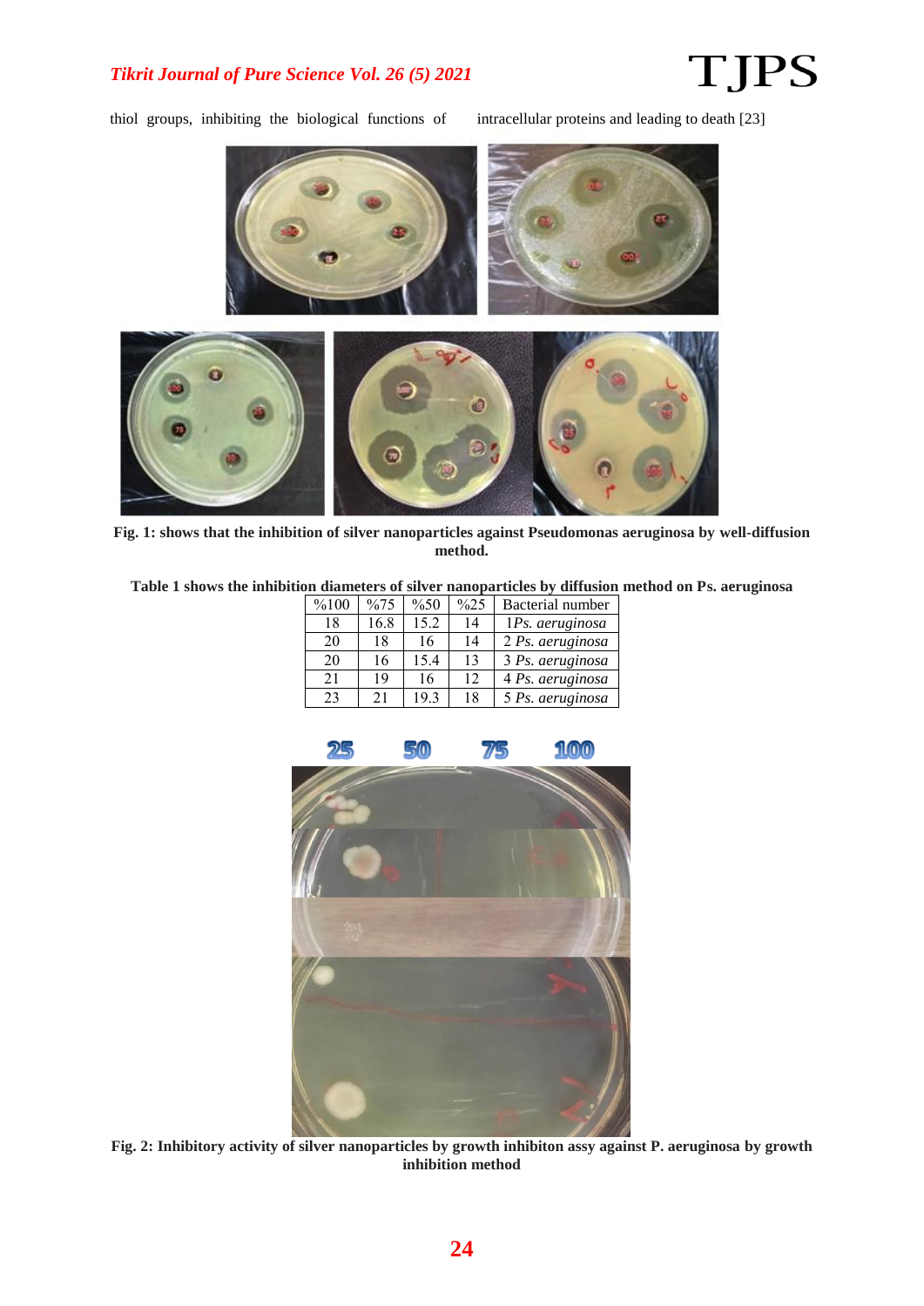thiol groups, inhibiting the biological functions of intracellular proteins and leading to death [23]

**Fig. 1: shows that the inhibition of silver nanoparticles against Pseudomonas aeruginosa by well-diffusion method.**

**Table 1 shows the inhibition diameters of silver nanoparticles by diffusion method on Ps. aeruginosa**

| %100 | %75 | %50 | %25 | Bacterial number |
|---|---|---|---|---|
| 18 | 16.8 | 15.2 | 14 | 1*Ps. aeruginosa* |
| 20 | 18 | 16 | 14 | 2 *Ps. aeruginosa* |
| 20 | 16 | 15.4 | 13 | 3 *Ps. aeruginosa* |
| 21 | 19 | 16 | 12 | 4 *Ps. aeruginosa* |
| 23 | 21 | 19.3 | 18 | 5 *Ps. aeruginosa* |

**Fig. 2: Inhibitory activity of silver nanoparticles by growth inhibiton assy against P. aeruginosa by growth inhibition method**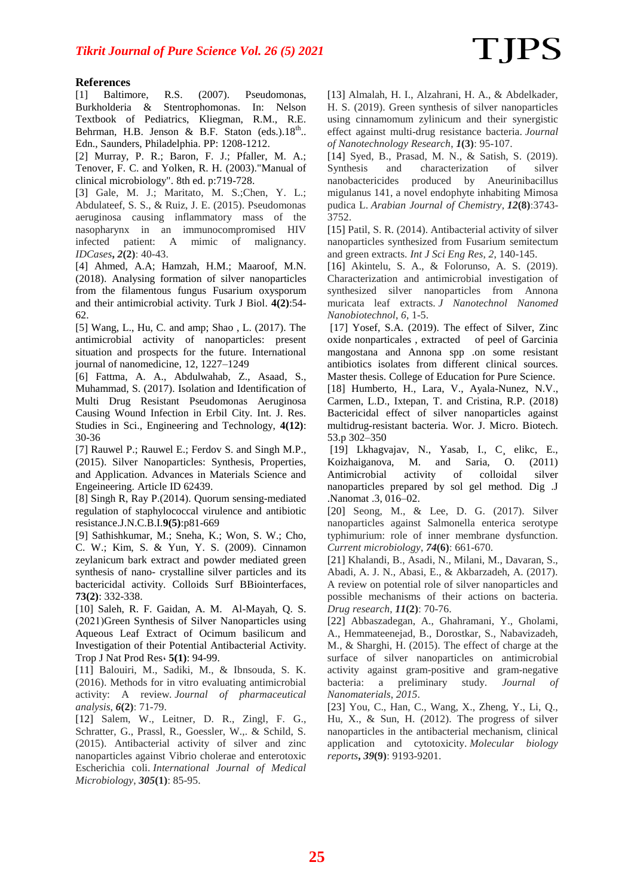## References

[1] Baltimore, R.S. (2007). Pseudomonas, Burkholderia & Stentrophomonas. In: Nelson Textbook of Pediatrics, Kliegman, R.M., R.E. Behrman, H.B. Jenson & B.F. Staton (eds.).18$^{th}$.. Edn., Saunders, Philadelphia. PP: 1208-1212.

[2] Murray, P. R.; Baron, F. J.; Pfaller, M. A.; Tenover, F. C. and Yolken, R. H. (2003)."Manual of clinical microbiology". 8th ed. p:719-728.

[3] Gale, M. J.; Maritato, M. S.;Chen, Y. L.; Abdulateef, S. S., & Ruiz, J. E. (2015). Pseudomonas aeruginosa causing inflammatory mass of the nasopharynx in an immunocompromised HIV infected patient: A mimic of malignancy. *IDCases*, ***2*(2)**: 40-43.

[4] Ahmed, A.A; Hamzah, H.M.; Maaroof, M.N. (2018). Analysing formation of silver nanoparticles from the filamentous fungus Fusarium oxysporum and their antimicrobial activity. Turk J Biol. **4(2)**:54-62.

[5] Wang, L., Hu, C. and amp; Shao , L. (2017). The antimicrobial activity of nanoparticles: present situation and prospects for the future. International journal of nanomedicine, 12, 1227–1249

[6] Fattma, A. A., Abdulwahab, Z., Asaad, S., Muhammad, S. (2017). Isolation and Identification of Multi Drug Resistant Pseudomonas Aeruginosa Causing Wound Infection in Erbil City. Int. J. Res. Studies in Sci., Engineering and Technology, **4(12)**: 30-36

[7] Rauwel P.; Rauwel E.; Ferdov S. and Singh M.P., (2015). Silver Nanoparticles: Synthesis, Properties, and Application. Advances in Materials Science and Engeineering. Article ID 62439.

[8] Singh R, Ray P.(2014). Quorum sensing-mediated regulation of staphylococcal virulence and antibiotic resistance.J.N.C.B.I.**9(5)**:p81-669

[9] Sathishkumar, M.; Sneha, K.; Won, S. W.; Cho, C. W.; Kim, S. & Yun, Y. S. (2009). Cinnamon zeylanicum bark extract and powder mediated green synthesis of nano- crystalline silver particles and its bactericidal activity. Colloids Surf BBiointerfaces, **73(2)**: 332-338.

[10] Saleh, R. F. Gaidan, A. M. Al-Mayah, Q. S. (2021)Green Synthesis of Silver Nanoparticles using Aqueous Leaf Extract of Ocimum basilicum and Investigation of their Potential Antibacterial Activity. Trop J Nat Prod Res، **5(1)**: 94-99.

[11] Balouiri, M., Sadiki, M., & Ibnsouda, S. K. (2016). Methods for in vitro evaluating antimicrobial activity: A review. *Journal of pharmaceutical analysis*, *6*(**2**): 71-79.

[12] Salem, W., Leitner, D. R., Zingl, F. G., Schratter, G., Prassl, R., Goessler, W.,. & Schild, S. (2015). Antibacterial activity of silver and zinc nanoparticles against Vibrio cholerae and enterotoxic Escherichia coli. *International Journal of Medical Microbiology*, ***305*(1)**: 85-95.

[13] Almalah, H. I., Alzahrani, H. A., & Abdelkader, H. S. (2019). Green synthesis of silver nanoparticles using cinnamomum zylinicum and their synergistic effect against multi-drug resistance bacteria. *Journal of Nanotechnology Research*, ***1*(3)**: 95-107.

[14] Syed, B., Prasad, M. N., & Satish, S. (2019). Synthesis and characterization of silver nanobactericides produced by Aneurinibacillus migulanus 141, a novel endophyte inhabiting Mimosa pudica L. *Arabian Journal of Chemistry*, ***12*(8)**:3743-3752.

[15] Patil, S. R. (2014). Antibacterial activity of silver nanoparticles synthesized from Fusarium semitectum and green extracts. *Int J Sci Eng Res*, *2*, 140-145.

[16] Akintelu, S. A., & Folorunso, A. S. (2019). Characterization and antimicrobial investigation of synthesized silver nanoparticles from Annona muricata leaf extracts. *J Nanotechnol Nanomed Nanobiotechnol*, *6*, 1-5.

[17] Yosef, S.A. (2019). The effect of Silver, Zinc oxide nonparticales , extracted of peel of Garcinia mangostana and Annona spp .on some resistant antibiotics isolates from different clinical sources. Master thesis. College of Education for Pure Science.

[18] Humberto, H., Lara, V., Ayala-Nunez, N.V., Carmen, L.D., Ixtepan, T. and Cristina, R.P. (2018) Bactericidal effect of silver nanoparticles against multidrug-resistant bacteria. Wor. J. Micro. Biotech. 53.p 302–350

[19] Lkhagvajav, N., Yasab, I., C¸ elikc, E., Koizhaiganova, M. and Saria, O. (2011) Antimicrobial activity of colloidal silver nanoparticles prepared by sol gel method. Dig .J .Nanomat .3, 016–02.

[20] Seong, M., & Lee, D. G. (2017). Silver nanoparticles against Salmonella enterica serotype typhimurium: role of inner membrane dysfunction. *Current microbiology*, ***74*(6)**: 661-670.

[21] Khalandi, B., Asadi, N., Milani, M., Davaran, S., Abadi, A. J. N., Abasi, E., & Akbarzadeh, A. (2017). A review on potential role of silver nanoparticles and possible mechanisms of their actions on bacteria. *Drug research*, ***11*(2)**: 70-76.

[22] Abbaszadegan, A., Ghahramani, Y., Gholami, A., Hemmateenejad, B., Dorostkar, S., Nabavizadeh, M., & Sharghi, H. (2015). The effect of charge at the surface of silver nanoparticles on antimicrobial activity against gram-positive and gram-negative bacteria: a preliminary study. *Journal of Nanomaterials*, *2015*.

[23] You, C., Han, C., Wang, X., Zheng, Y., Li, Q., Hu, X., & Sun, H. (2012). The progress of silver nanoparticles in the antibacterial mechanism, clinical application and cytotoxicity. *Molecular biology reports*, ***39*(9)**: 9193-9201.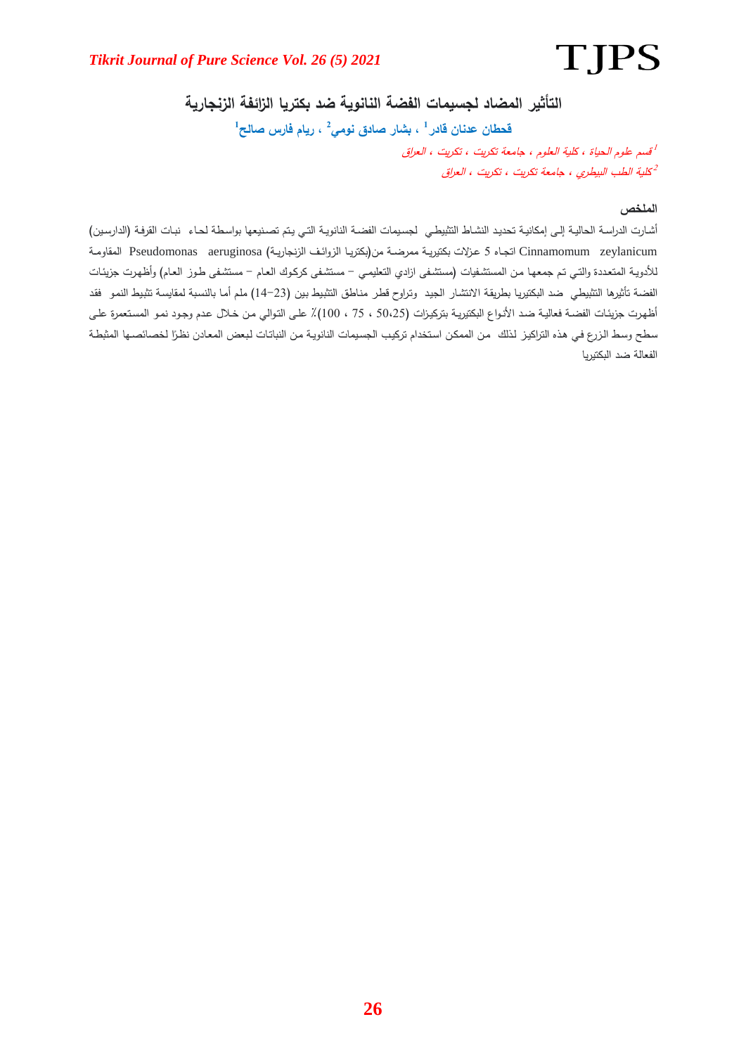# التأثير المضاد لجسيمات الفضة النانوية ضد بكتريا الزائفة الزنجارية

**قحطان عدنان قادر[1] ، بشار صادق نومي[2] ، ريام فارس صالح[1]**

*[1] قسم علوم الحياة ، كلية العلوم ، جامعة تكريت ، تكريت ، العراق*

*[2] كلية الطب البيطري ، جامعة تكريت ، تكريت ، العراق*

## الملخص

أشارت الدراسة الحالية إلى إمكانية تحديد النشاط التثبيطي لجسيمات الفضة النانوية التي يتم تصنيعها بواسطة لحاء نبات القرفة (الدارسين) Cinnamomum zeylanicum اتجاه 5 عزلات بكتيرية ممرضة من(بكتريا الزوائف الزنجارية) Pseudomonas aeruginosa المقاومة للأدوية المتعددة والتي تم جمعها من المستشفيات (مستشفى ازادي التعليمي – مستشفى كركوك العام – مستشفى طوز العام) وأظهرت جزيئات الفضة تأثيرها التثبيطي ضد البكتيريا بطريقة الانتشار الجيد وتراوح قطر مناطق التثبيط بين (23–14) ملم أما بالنسبة لمقايسة تثبيط النمو فقد أظهرت جزيئات الفضة فعالية ضد الأنواع البكتيرية بتركيزات (25،50 ، 75 ، 100)٪ على التوالي من خلال عدم وجود نمو المستعمرة على سطح وسط الزرع في هذه التراكيز لذلك من الممكن استخدام تركيب الجسيمات النانوية من النباتات لبعض المعادن نظرًا لخصائصها المثبطة الفعالة ضد البكتيريا